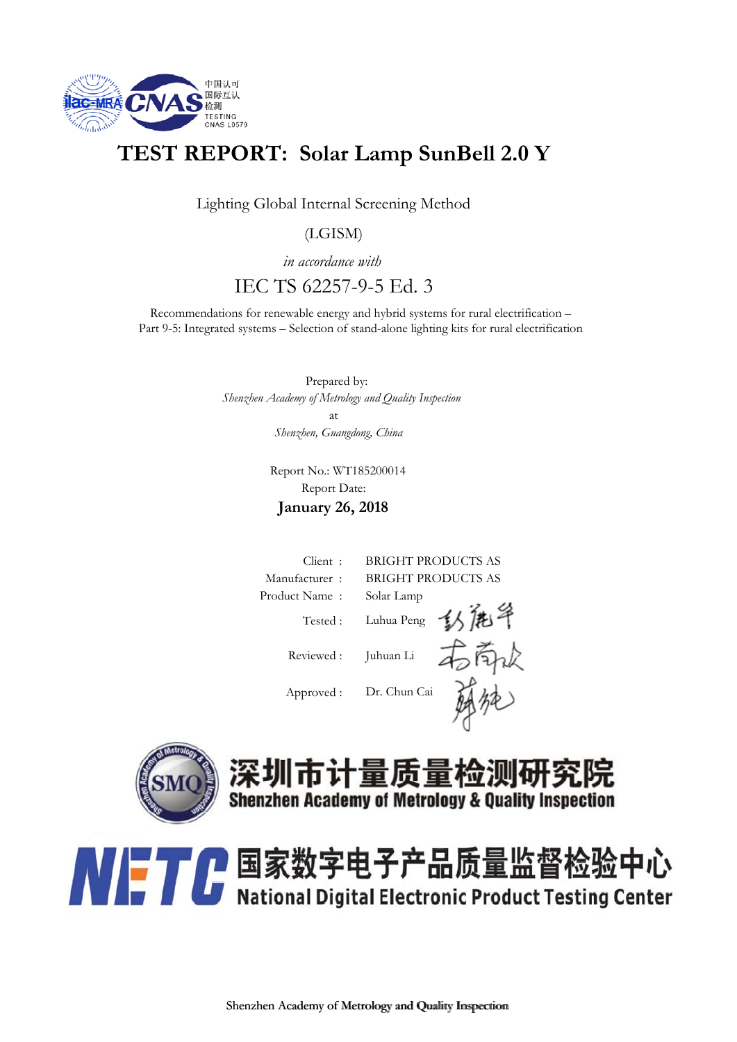中国认可
国际互认
检测
TESTING
CNAS L0579

# TEST REPORT: Solar Lamp SunBell 2.0 Y

Lighting Global Internal Screening Method

(LGISM)

*in accordance with*

IEC TS 62257-9-5 Ed. 3

Recommendations for renewable energy and hybrid systems for rural electrification – Part 9-5: Integrated systems – Selection of stand-alone lighting kits for rural electrification

Prepared by:

*Shenzhen Academy of Metrology and Quality Inspection*

at

*Shenzhen, Guangdong, China*

Report No.: WT185200014

Report Date:

**January 26, 2018**

| | |
|---|---|
| Client : | BRIGHT PRODUCTS AS |
| Manufacturer : | BRIGHT PRODUCTS AS |
| Product Name : | Solar Lamp |
| Tested : | Luhua Peng |
| Reviewed : | Juhuan Li |
| Approved : | Dr. Chun Cai |

深圳市计量质量检测研究院
**Shenzhen Academy of Metrology & Quality Inspection**

国家数字电子产品质量监督检验中心
**National Digital Electronic Product Testing Center**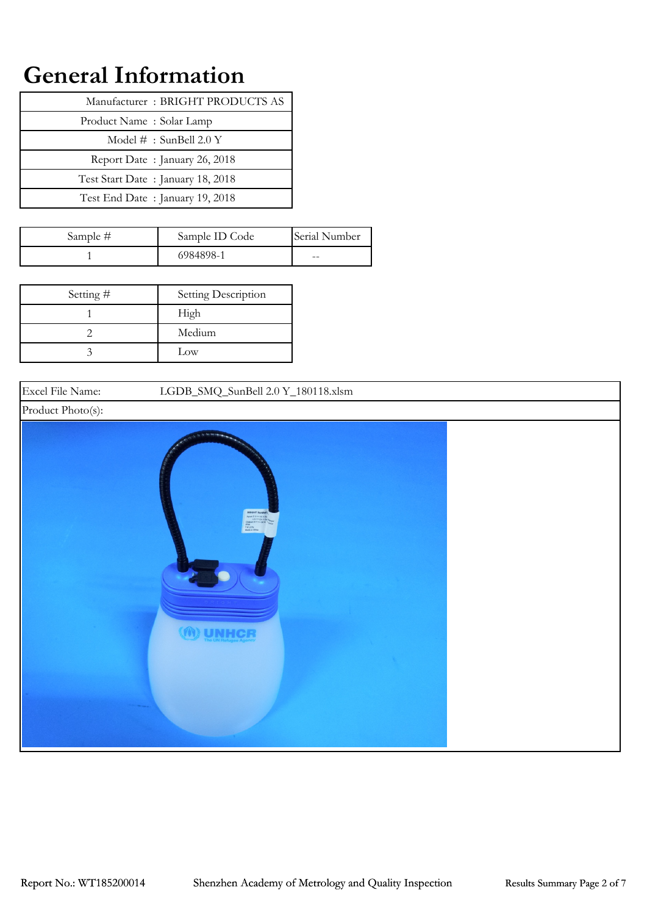# General Information

| | |
|---|---|
| Manufacturer | : BRIGHT PRODUCTS AS |
| Product Name | : Solar Lamp |
| Model # | : SunBell 2.0 Y |
| Report Date | : January 26, 2018 |
| Test Start Date | : January 18, 2018 |
| Test End Date | : January 19, 2018 |

| Sample # | Sample ID Code | Serial Number |
|---|---|---|
| 1 | 6984898-1 | -- |

| Setting # | Setting Description |
|---|---|
| 1 | High |
| 2 | Medium |
| 3 | Low |

| | |
|---|---|
| Excel File Name: | LGDB_SMQ_SunBell 2.0 Y_180118.xlsm |
| Product Photo(s): | |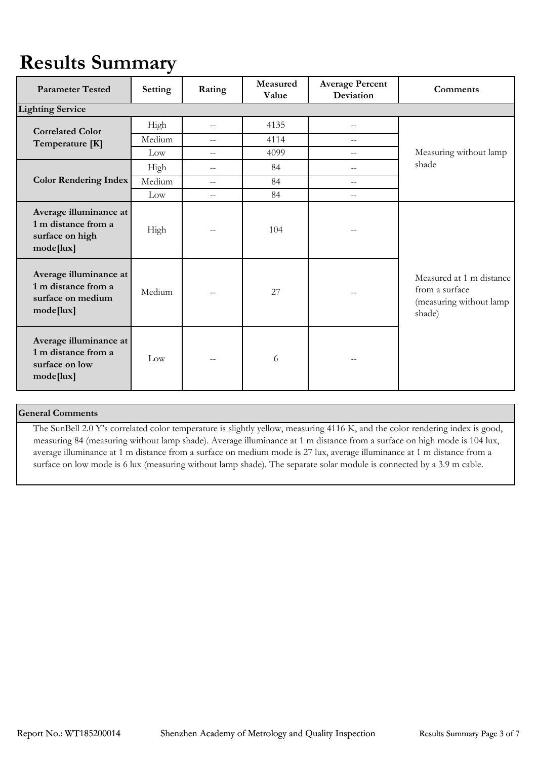# Results Summary

| Parameter Tested | Setting | Rating | Measured Value | Average Percent Deviation | Comments |
|---|---|---|---|---|---|
| **Lighting Service** | | | | | |
| **Correlated Color Temperature [K]** | High | -- | 4135 | -- | Measuring without lamp shade |
| | Medium | -- | 4114 | -- | |
| | Low | -- | 4099 | -- | |
| **Color Rendering Index** | High | -- | 84 | -- | |
| | Medium | -- | 84 | -- | |
| | Low | -- | 84 | -- | |
| **Average illuminance at 1 m distance from a surface on high mode[lux]** | High | -- | 104 | -- | Measured at 1 m distance from a surface (measuring without lamp shade) |
| **Average illuminance at 1 m distance from a surface on medium mode[lux]** | Medium | -- | 27 | -- | |
| **Average illuminance at 1 m distance from a surface on low mode[lux]** | Low | -- | 6 | -- | |

**General Comments**

The SunBell 2.0 Y's correlated color temperature is slightly yellow, measuring 4116 K, and the color rendering index is good, measuring 84 (measuring without lamp shade). Average illuminance at 1 m distance from a surface on high mode is 104 lux, average illuminance at 1 m distance from a surface on medium mode is 27 lux, average illuminance at 1 m distance from a surface on low mode is 6 lux (measuring without lamp shade). The separate solar module is connected by a 3.9 m cable.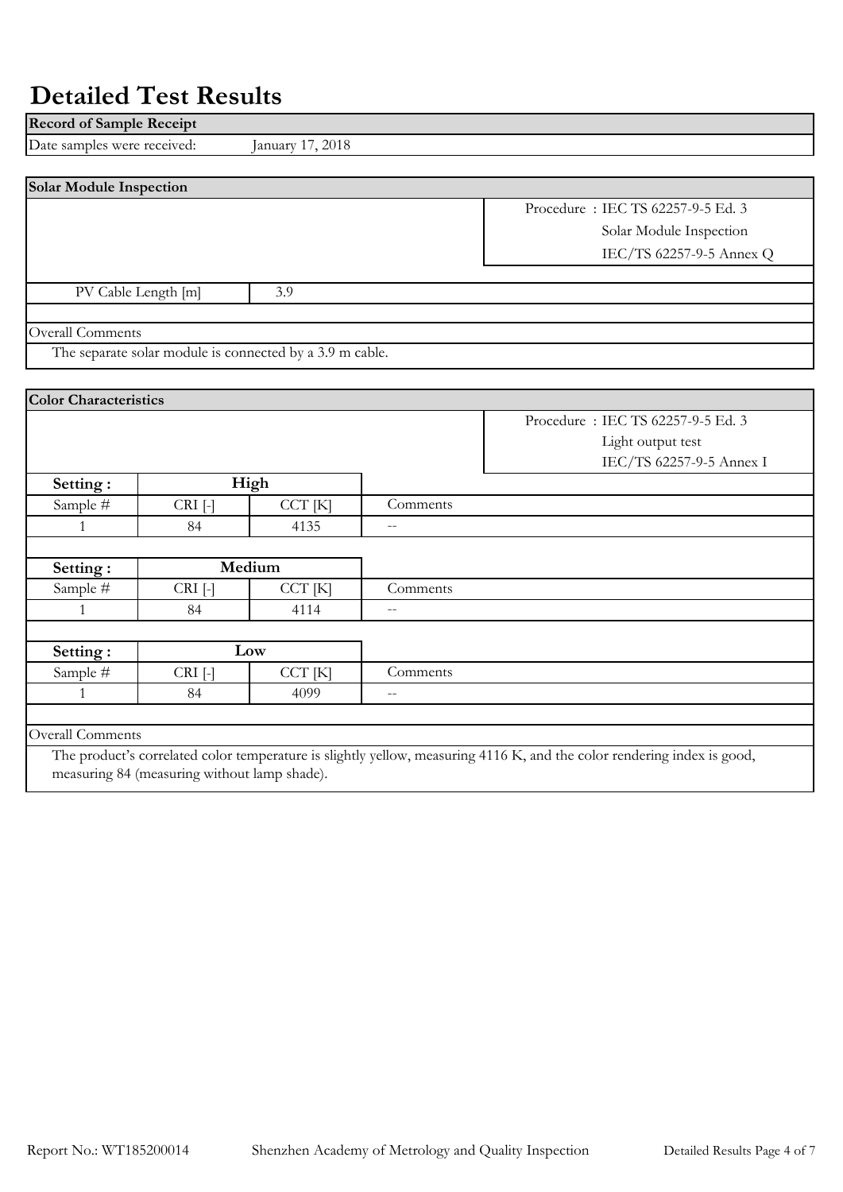# Detailed Test Results

| Record of Sample Receipt | |
|---|---|
| Date samples were received: | January 17, 2018 |

**Solar Module Inspection**

Procedure : IEC TS 62257-9-5 Ed. 3
Solar Module Inspection
IEC/TS 62257-9-5 Annex Q

| PV Cable Length [m] | 3.9 |
|---|---|

Overall Comments

The separate solar module is connected by a 3.9 m cable.

**Color Characteristics**

Procedure : IEC TS 62257-9-5 Ed. 3
Light output test
IEC/TS 62257-9-5 Annex I

| Setting : | High | | |
|---|---|---|---|
| Sample # | CRI [-] | CCT [K] | Comments |
| 1 | 84 | 4135 | -- |

| Setting : | Medium | | |
|---|---|---|---|
| Sample # | CRI [-] | CCT [K] | Comments |
| 1 | 84 | 4114 | -- |

| Setting : | Low | | |
|---|---|---|---|
| Sample # | CRI [-] | CCT [K] | Comments |
| 1 | 84 | 4099 | -- |

Overall Comments

The product's correlated color temperature is slightly yellow, measuring 4116 K, and the color rendering index is good, measuring 84 (measuring without lamp shade).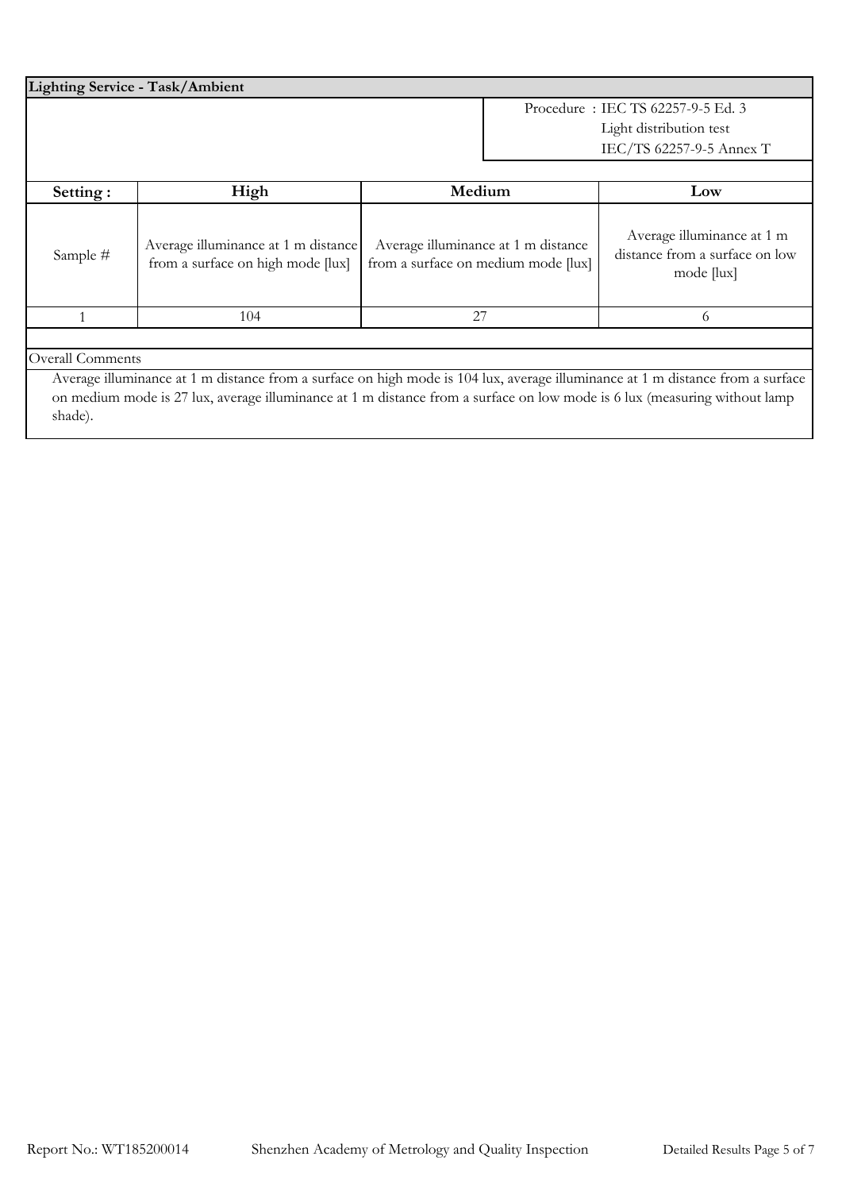**Lighting Service - Task/Ambient**

Procedure : IEC TS 62257-9-5 Ed. 3
Light distribution test
IEC/TS 62257-9-5 Annex T

| Setting : | High | Medium | Low |
|---|---|---|---|
| Sample # | Average illuminance at 1 m distance from a surface on high mode [lux] | Average illuminance at 1 m distance from a surface on medium mode [lux] | Average illuminance at 1 m distance from a surface on low mode [lux] |
| 1 | 104 | 27 | 6 |

Overall Comments

Average illuminance at 1 m distance from a surface on high mode is 104 lux, average illuminance at 1 m distance from a surface on medium mode is 27 lux, average illuminance at 1 m distance from a surface on low mode is 6 lux (measuring without lamp shade).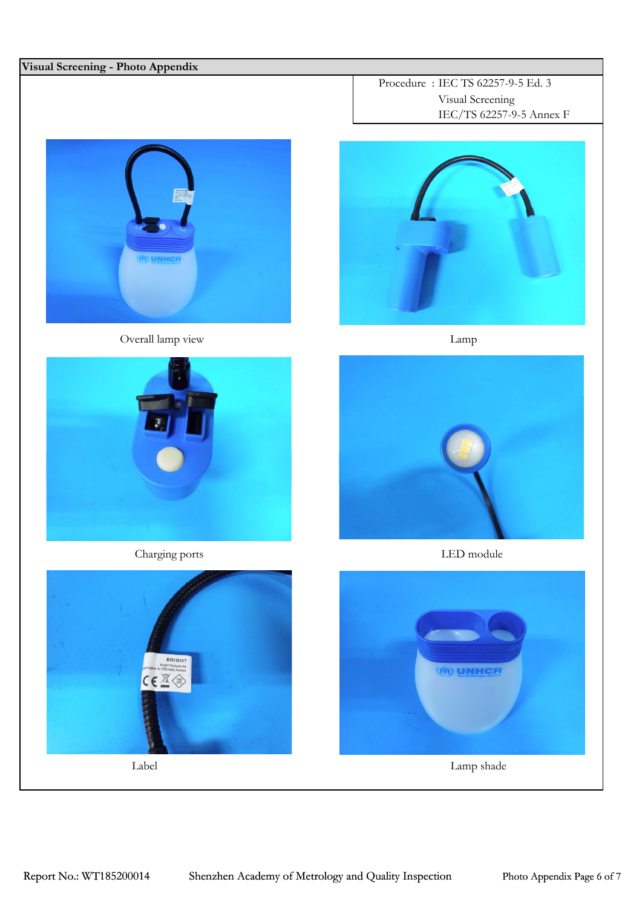**Visual Screening - Photo Appendix**

Procedure : IEC TS 62257-9-5 Ed. 3
Visual Screening
IEC/TS 62257-9-5 Annex F

Overall lamp view

Lamp

Charging ports

LED module

Label

Lamp shade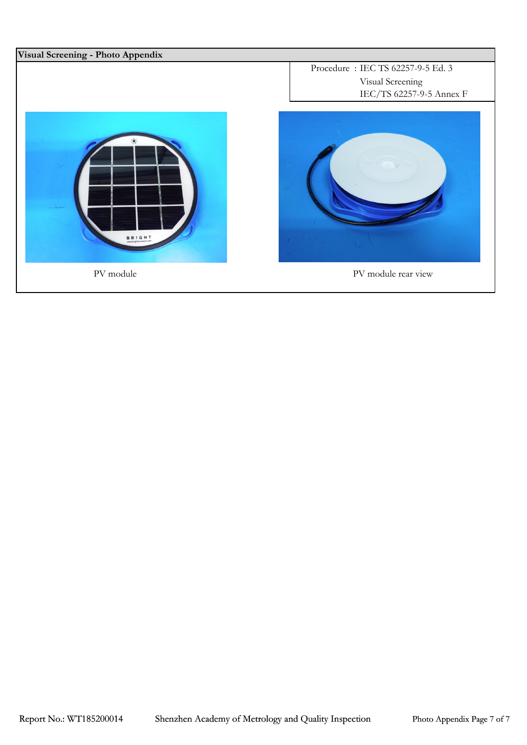**Visual Screening - Photo Appendix**

| | |
|---|---|
| Procedure | : IEC TS 62257-9-5 Ed. 3<br>Visual Screening<br>IEC/TS 62257-9-5 Annex F |

PV module

PV module rear view